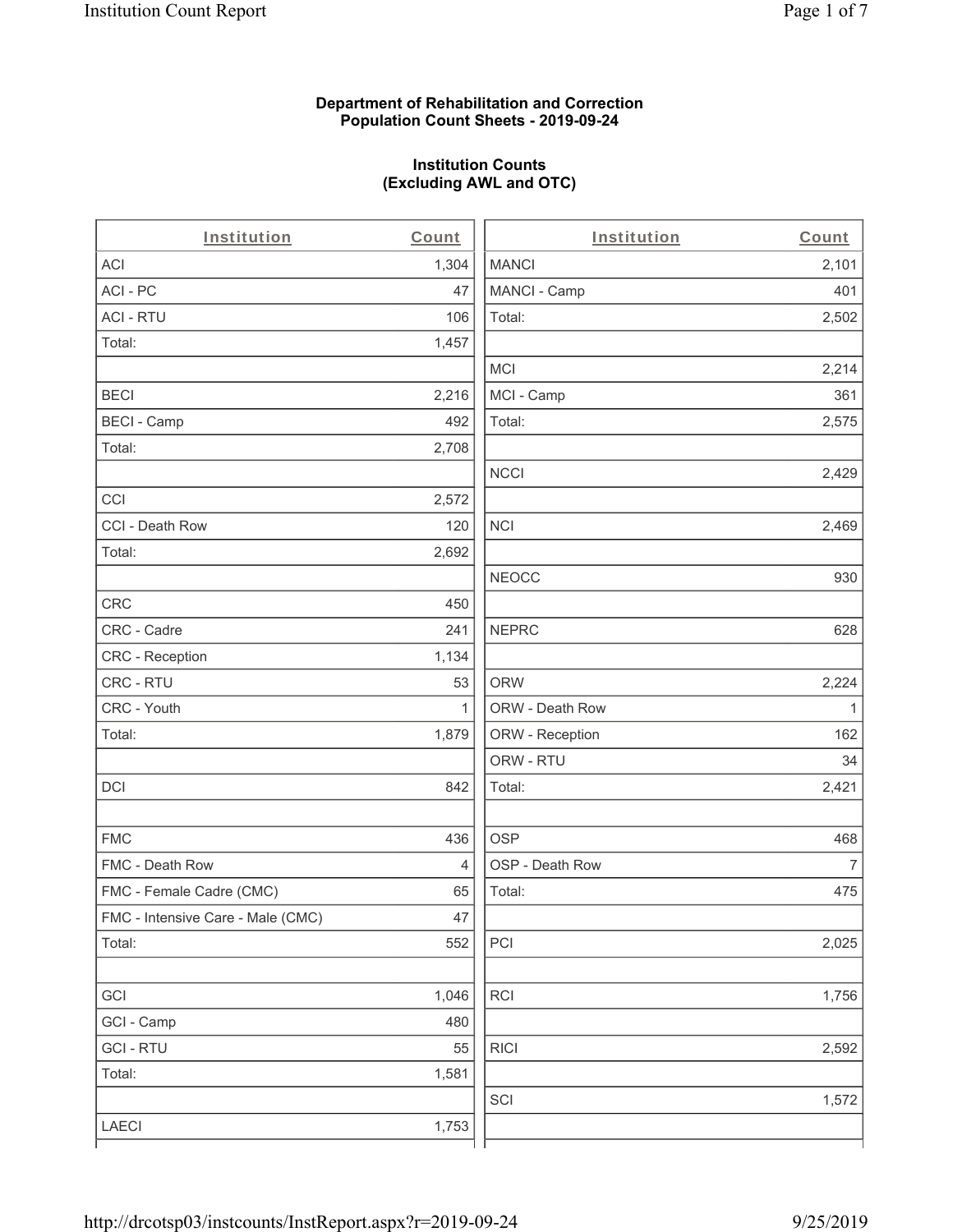**Department of Rehabilitation and Correction**
**Population Count Sheets - 2019-09-24**

**Institution Counts**
**(Excluding AWL and OTC)**

| Institution | Count |
|---|---|
| ACI | 1,304 |
| ACI - PC | 47 |
| ACI - RTU | 106 |
| Total: | 1,457 |
| | |
| BECI | 2,216 |
| BECI - Camp | 492 |
| Total: | 2,708 |
| | |
| CCI | 2,572 |
| CCI - Death Row | 120 |
| Total: | 2,692 |
| | |
| CRC | 450 |
| CRC - Cadre | 241 |
| CRC - Reception | 1,134 |
| CRC - RTU | 53 |
| CRC - Youth | 1 |
| Total: | 1,879 |
| | |
| DCI | 842 |
| | |
| FMC | 436 |
| FMC - Death Row | 4 |
| FMC - Female Cadre (CMC) | 65 |
| FMC - Intensive Care - Male (CMC) | 47 |
| Total: | 552 |
| | |
| GCI | 1,046 |
| GCI - Camp | 480 |
| GCI - RTU | 55 |
| Total: | 1,581 |
| | |
| LAECI | 1,753 |

| Institution | Count |
|---|---|
| MANCI | 2,101 |
| MANCI - Camp | 401 |
| Total: | 2,502 |
| | |
| MCI | 2,214 |
| MCI - Camp | 361 |
| Total: | 2,575 |
| | |
| NCCI | 2,429 |
| | |
| NCI | 2,469 |
| | |
| NEOCC | 930 |
| | |
| NEPRC | 628 |
| | |
| ORW | 2,224 |
| ORW - Death Row | 1 |
| ORW - Reception | 162 |
| ORW - RTU | 34 |
| Total: | 2,421 |
| | |
| OSP | 468 |
| OSP - Death Row | 7 |
| Total: | 475 |
| | |
| PCI | 2,025 |
| | |
| RCI | 1,756 |
| | |
| RICI | 2,592 |
| | |
| SCI | 1,572 |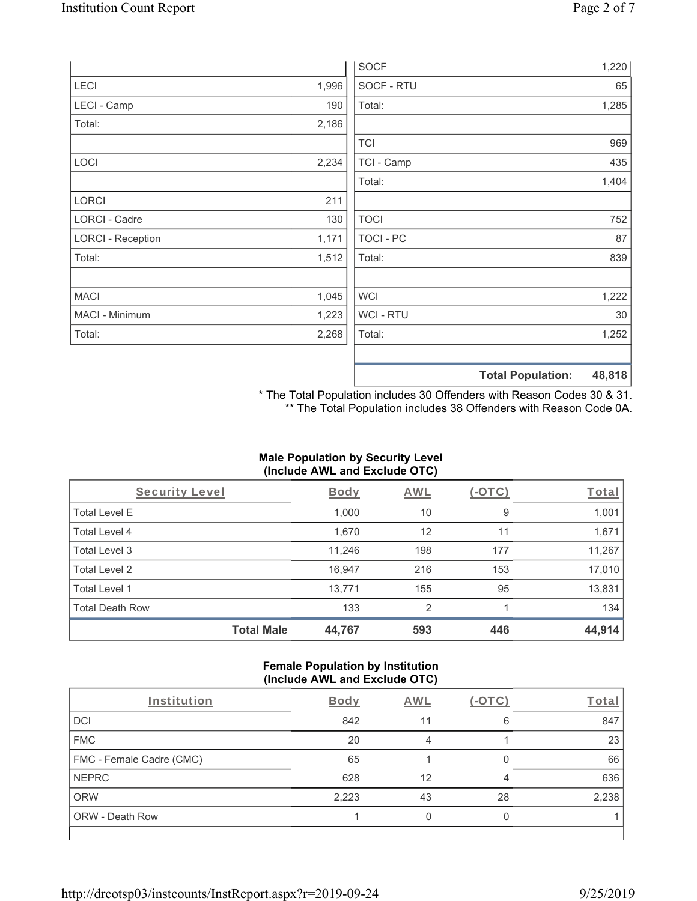| | |
|---|---|
| LECI | 1,996 |
| LECI - Camp | 190 |
| Total: | 2,186 |
| | |
| LOCI | 2,234 |
| | |
| LORCI | 211 |
| LORCI - Cadre | 130 |
| LORCI - Reception | 1,171 |
| Total: | 1,512 |
| | |
| MACI | 1,045 |
| MACI - Minimum | 1,223 |
| Total: | 2,268 |

| | |
|---|---|
| SOCF | 1,220 |
| SOCF - RTU | 65 |
| Total: | 1,285 |
| | |
| TCI | 969 |
| TCI - Camp | 435 |
| Total: | 1,404 |
| | |
| TOCI | 752 |
| TOCI - PC | 87 |
| Total: | 839 |
| | |
| WCI | 1,222 |
| WCI - RTU | 30 |
| Total: | 1,252 |
| | |
| **Total Population:** | **48,818** |

\* The Total Population includes 30 Offenders with Reason Codes 30 & 31.
\*\* The Total Population includes 38 Offenders with Reason Code 0A.

**Male Population by Security Level (Include AWL and Exclude OTC)**

| Security Level | Body | AWL | (-OTC) | Total |
|---|---|---|---|---|
| Total Level E | 1,000 | 10 | 9 | 1,001 |
| Total Level 4 | 1,670 | 12 | 11 | 1,671 |
| Total Level 3 | 11,246 | 198 | 177 | 11,267 |
| Total Level 2 | 16,947 | 216 | 153 | 17,010 |
| Total Level 1 | 13,771 | 155 | 95 | 13,831 |
| Total Death Row | 133 | 2 | 1 | 134 |
| **Total Male** | **44,767** | **593** | **446** | **44,914** |

**Female Population by Institution (Include AWL and Exclude OTC)**

| Institution | Body | AWL | (-OTC) | Total |
|---|---|---|---|---|
| DCI | 842 | 11 | 6 | 847 |
| FMC | 20 | 4 | 1 | 23 |
| FMC - Female Cadre (CMC) | 65 | 1 | 0 | 66 |
| NEPRC | 628 | 12 | 4 | 636 |
| ORW | 2,223 | 43 | 28 | 2,238 |
| ORW - Death Row | 1 | 0 | 0 | 1 |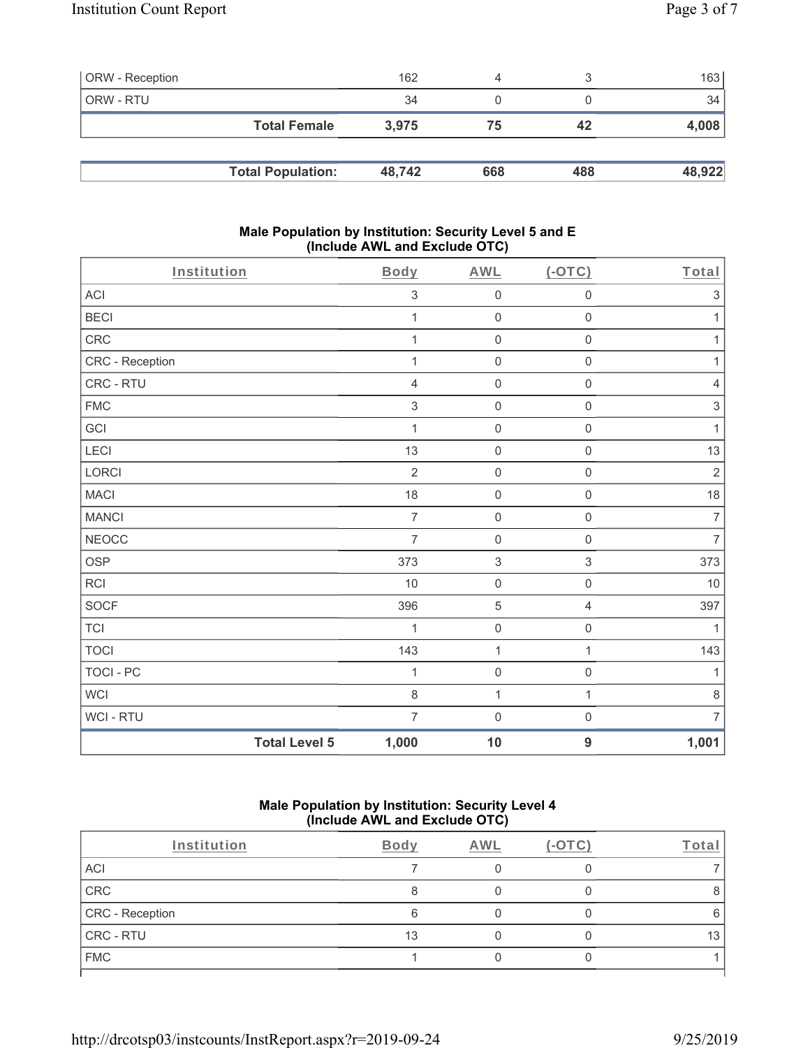| | | | | |
|---|---|---|---|---|
| ORW - Reception | 162 | 4 | 3 | 163 |
| ORW - RTU | 34 | 0 | 0 | 34 |
| **Total Female** | **3,975** | **75** | **42** | **4,008** |

| | | | | |
|---|---|---|---|---|
| **Total Population:** | **48,742** | **668** | **488** | **48,922** |

### Male Population by Institution: Security Level 5 and E (Include AWL and Exclude OTC)

| Institution | Body | AWL | (-OTC) | Total |
|---|---|---|---|---|
| ACI | 3 | 0 | 0 | 3 |
| BECI | 1 | 0 | 0 | 1 |
| CRC | 1 | 0 | 0 | 1 |
| CRC - Reception | 1 | 0 | 0 | 1 |
| CRC - RTU | 4 | 0 | 0 | 4 |
| FMC | 3 | 0 | 0 | 3 |
| GCI | 1 | 0 | 0 | 1 |
| LECI | 13 | 0 | 0 | 13 |
| LORCI | 2 | 0 | 0 | 2 |
| MACI | 18 | 0 | 0 | 18 |
| MANCI | 7 | 0 | 0 | 7 |
| NEOCC | 7 | 0 | 0 | 7 |
| OSP | 373 | 3 | 3 | 373 |
| RCI | 10 | 0 | 0 | 10 |
| SOCF | 396 | 5 | 4 | 397 |
| TCI | 1 | 0 | 0 | 1 |
| TOCI | 143 | 1 | 1 | 143 |
| TOCI - PC | 1 | 0 | 0 | 1 |
| WCI | 8 | 1 | 1 | 8 |
| WCI - RTU | 7 | 0 | 0 | 7 |
| **Total Level 5** | **1,000** | **10** | **9** | **1,001** |

### Male Population by Institution: Security Level 4 (Include AWL and Exclude OTC)

| Institution | Body | AWL | (-OTC) | Total |
|---|---|---|---|---|
| ACI | 7 | 0 | 0 | 7 |
| CRC | 8 | 0 | 0 | 8 |
| CRC - Reception | 6 | 0 | 0 | 6 |
| CRC - RTU | 13 | 0 | 0 | 13 |
| FMC | 1 | 0 | 0 | 1 |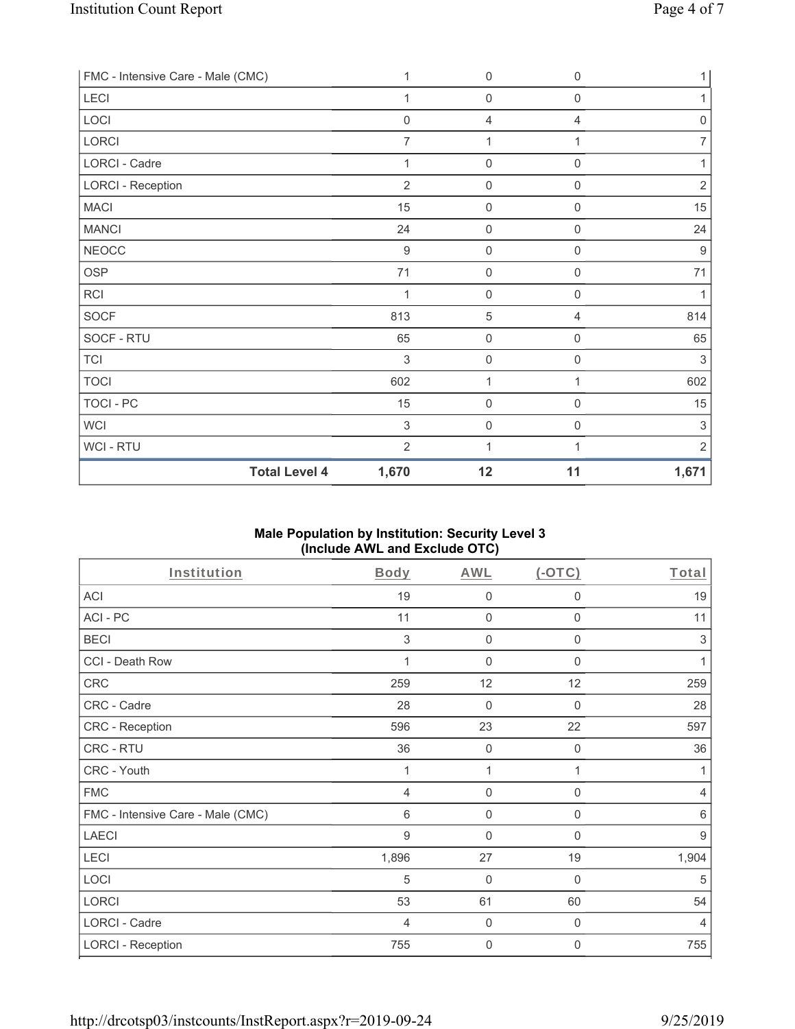| | | | | |
|---|---|---|---|---|
| FMC - Intensive Care - Male (CMC) | 1 | 0 | 0 | 1 |
| LECI | 1 | 0 | 0 | 1 |
| LOCI | 0 | 4 | 4 | 0 |
| LORCI | 7 | 1 | 1 | 7 |
| LORCI - Cadre | 1 | 0 | 0 | 1 |
| LORCI - Reception | 2 | 0 | 0 | 2 |
| MACI | 15 | 0 | 0 | 15 |
| MANCI | 24 | 0 | 0 | 24 |
| NEOCC | 9 | 0 | 0 | 9 |
| OSP | 71 | 0 | 0 | 71 |
| RCI | 1 | 0 | 0 | 1 |
| SOCF | 813 | 5 | 4 | 814 |
| SOCF - RTU | 65 | 0 | 0 | 65 |
| TCI | 3 | 0 | 0 | 3 |
| TOCI | 602 | 1 | 1 | 602 |
| TOCI - PC | 15 | 0 | 0 | 15 |
| WCI | 3 | 0 | 0 | 3 |
| WCI - RTU | 2 | 1 | 1 | 2 |
| **Total Level 4** | **1,670** | **12** | **11** | **1,671** |

## Male Population by Institution: Security Level 3 (Include AWL and Exclude OTC)

| Institution | Body | AWL | (-OTC) | Total |
|---|---|---|---|---|
| ACI | 19 | 0 | 0 | 19 |
| ACI - PC | 11 | 0 | 0 | 11 |
| BECI | 3 | 0 | 0 | 3 |
| CCI - Death Row | 1 | 0 | 0 | 1 |
| CRC | 259 | 12 | 12 | 259 |
| CRC - Cadre | 28 | 0 | 0 | 28 |
| CRC - Reception | 596 | 23 | 22 | 597 |
| CRC - RTU | 36 | 0 | 0 | 36 |
| CRC - Youth | 1 | 1 | 1 | 1 |
| FMC | 4 | 0 | 0 | 4 |
| FMC - Intensive Care - Male (CMC) | 6 | 0 | 0 | 6 |
| LAECI | 9 | 0 | 0 | 9 |
| LECI | 1,896 | 27 | 19 | 1,904 |
| LOCI | 5 | 0 | 0 | 5 |
| LORCI | 53 | 61 | 60 | 54 |
| LORCI - Cadre | 4 | 0 | 0 | 4 |
| LORCI - Reception | 755 | 0 | 0 | 755 |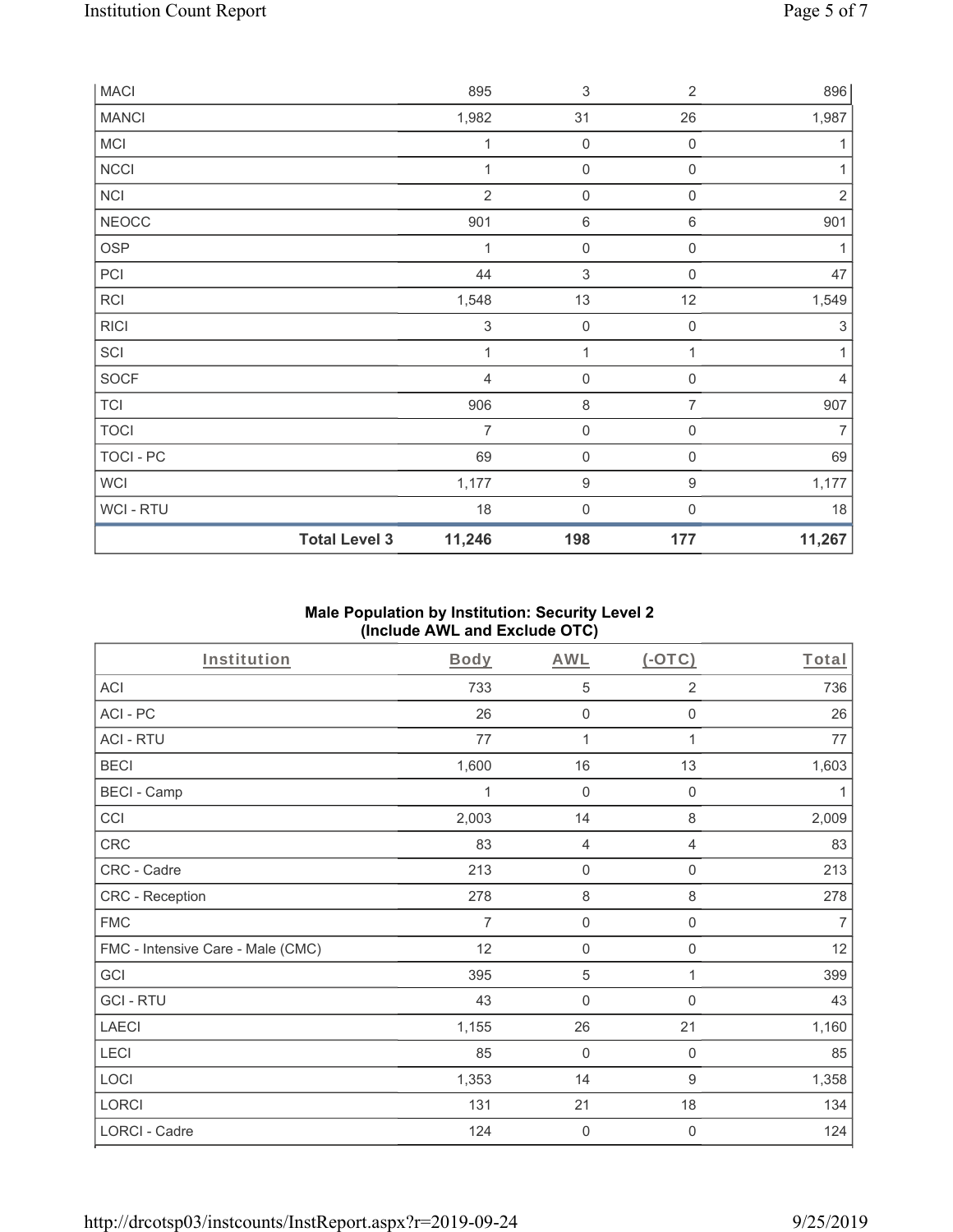| | | | | |
|---|---|---|---|---|
| MACI | | 895 | 3 | 2 | 896 |
| MANCI | | 1,982 | 31 | 26 | 1,987 |
| MCI | | 1 | 0 | 0 | 1 |
| NCCI | | 1 | 0 | 0 | 1 |
| NCI | | 2 | 0 | 0 | 2 |
| NEOCC | | 901 | 6 | 6 | 901 |
| OSP | | 1 | 0 | 0 | 1 |
| PCI | | 44 | 3 | 0 | 47 |
| RCI | | 1,548 | 13 | 12 | 1,549 |
| RICI | | 3 | 0 | 0 | 3 |
| SCI | | 1 | 1 | 1 | 1 |
| SOCF | | 4 | 0 | 0 | 4 |
| TCI | | 906 | 8 | 7 | 907 |
| TOCI | | 7 | 0 | 0 | 7 |
| TOCI - PC | | 69 | 0 | 0 | 69 |
| WCI | | 1,177 | 9 | 9 | 1,177 |
| WCI - RTU | | 18 | 0 | 0 | 18 |
| | **Total Level 3** | **11,246** | **198** | **177** | **11,267** |

**Male Population by Institution: Security Level 2 (Include AWL and Exclude OTC)**

| Institution | Body | AWL | (-OTC) | Total |
|---|---|---|---|---|
| ACI | 733 | 5 | 2 | 736 |
| ACI - PC | 26 | 0 | 0 | 26 |
| ACI - RTU | 77 | 1 | 1 | 77 |
| BECI | 1,600 | 16 | 13 | 1,603 |
| BECI - Camp | 1 | 0 | 0 | 1 |
| CCI | 2,003 | 14 | 8 | 2,009 |
| CRC | 83 | 4 | 4 | 83 |
| CRC - Cadre | 213 | 0 | 0 | 213 |
| CRC - Reception | 278 | 8 | 8 | 278 |
| FMC | 7 | 0 | 0 | 7 |
| FMC - Intensive Care - Male (CMC) | 12 | 0 | 0 | 12 |
| GCI | 395 | 5 | 1 | 399 |
| GCI - RTU | 43 | 0 | 0 | 43 |
| LAECI | 1,155 | 26 | 21 | 1,160 |
| LECI | 85 | 0 | 0 | 85 |
| LOCI | 1,353 | 14 | 9 | 1,358 |
| LORCI | 131 | 21 | 18 | 134 |
| LORCI - Cadre | 124 | 0 | 0 | 124 |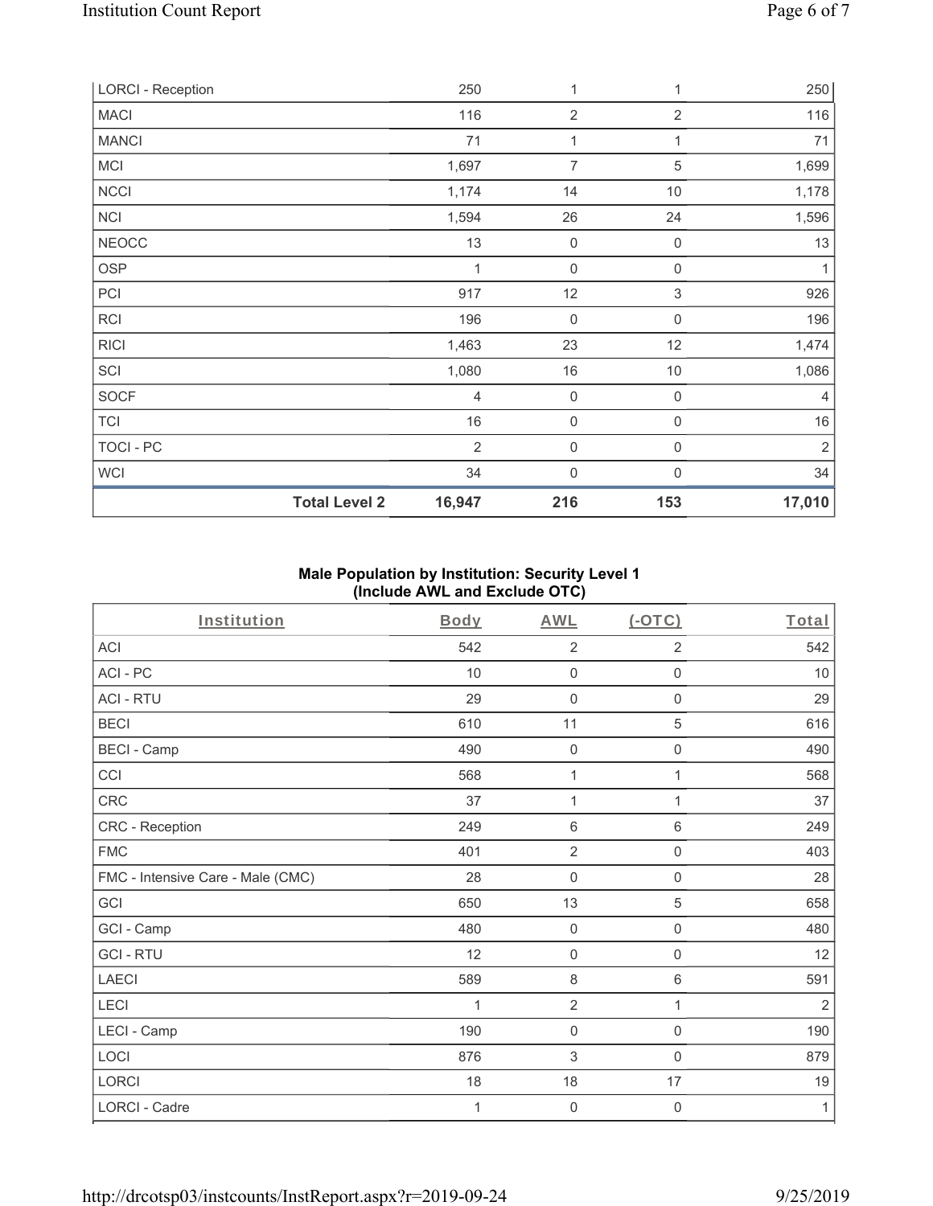| LORCI - Reception | | 250 | 1 | 1 | 250 |
|---|---|---|---|---|---|
| MACI | | 116 | 2 | 2 | 116 |
| MANCI | | 71 | 1 | 1 | 71 |
| MCI | | 1,697 | 7 | 5 | 1,699 |
| NCCI | | 1,174 | 14 | 10 | 1,178 |
| NCI | | 1,594 | 26 | 24 | 1,596 |
| NEOCC | | 13 | 0 | 0 | 13 |
| OSP | | 1 | 0 | 0 | 1 |
| PCI | | 917 | 12 | 3 | 926 |
| RCI | | 196 | 0 | 0 | 196 |
| RICI | | 1,463 | 23 | 12 | 1,474 |
| SCI | | 1,080 | 16 | 10 | 1,086 |
| SOCF | | 4 | 0 | 0 | 4 |
| TCI | | 16 | 0 | 0 | 16 |
| TOCI - PC | | 2 | 0 | 0 | 2 |
| WCI | | 34 | 0 | 0 | 34 |
| | **Total Level 2** | **16,947** | **216** | **153** | **17,010** |

**Male Population by Institution: Security Level 1**
**(Include AWL and Exclude OTC)**

| Institution | Body | AWL | (-OTC) | Total |
|---|---|---|---|---|
| ACI | 542 | 2 | 2 | 542 |
| ACI - PC | 10 | 0 | 0 | 10 |
| ACI - RTU | 29 | 0 | 0 | 29 |
| BECI | 610 | 11 | 5 | 616 |
| BECI - Camp | 490 | 0 | 0 | 490 |
| CCI | 568 | 1 | 1 | 568 |
| CRC | 37 | 1 | 1 | 37 |
| CRC - Reception | 249 | 6 | 6 | 249 |
| FMC | 401 | 2 | 0 | 403 |
| FMC - Intensive Care - Male (CMC) | 28 | 0 | 0 | 28 |
| GCI | 650 | 13 | 5 | 658 |
| GCI - Camp | 480 | 0 | 0 | 480 |
| GCI - RTU | 12 | 0 | 0 | 12 |
| LAECI | 589 | 8 | 6 | 591 |
| LECI | 1 | 2 | 1 | 2 |
| LECI - Camp | 190 | 0 | 0 | 190 |
| LOCI | 876 | 3 | 0 | 879 |
| LORCI | 18 | 18 | 17 | 19 |
| LORCI - Cadre | 1 | 0 | 0 | 1 |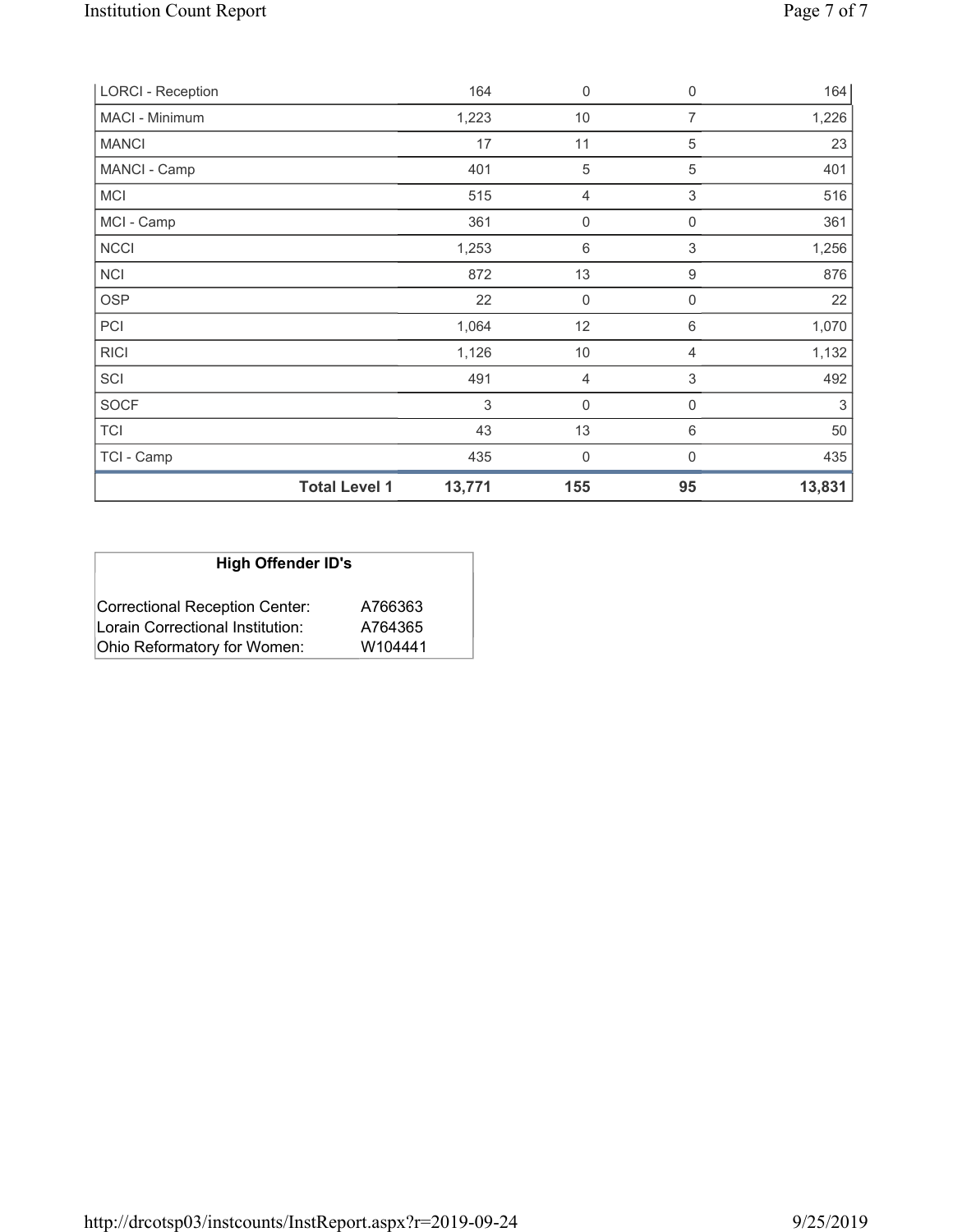| | | | | |
|---|---|---|---|---|
| LORCI - Reception | 164 | 0 | 0 | 164 |
| MACI - Minimum | 1,223 | 10 | 7 | 1,226 |
| MANCI | 17 | 11 | 5 | 23 |
| MANCI - Camp | 401 | 5 | 5 | 401 |
| MCI | 515 | 4 | 3 | 516 |
| MCI - Camp | 361 | 0 | 0 | 361 |
| NCCI | 1,253 | 6 | 3 | 1,256 |
| NCI | 872 | 13 | 9 | 876 |
| OSP | 22 | 0 | 0 | 22 |
| PCI | 1,064 | 12 | 6 | 1,070 |
| RICI | 1,126 | 10 | 4 | 1,132 |
| SCI | 491 | 4 | 3 | 492 |
| SOCF | 3 | 0 | 0 | 3 |
| TCI | 43 | 13 | 6 | 50 |
| TCI - Camp | 435 | 0 | 0 | 435 |
| **Total Level 1** | **13,771** | **155** | **95** | **13,831** |

| High Offender ID's | |
|---|---|
| Correctional Reception Center: | A766363 |
| Lorain Correctional Institution: | A764365 |
| Ohio Reformatory for Women: | W104441 |